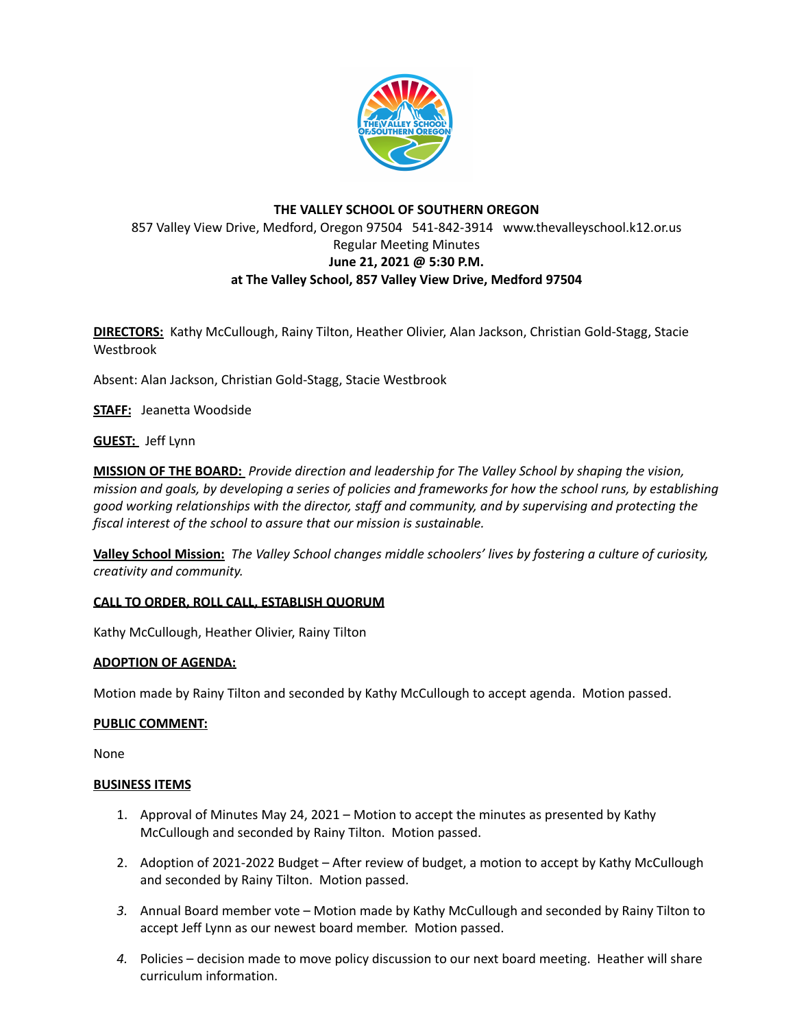**THE VALLEY SCHOOL OF SOUTHERN OREGON**
857 Valley View Drive, Medford, Oregon 97504 541-842-3914 www.thevalleyschool.k12.or.us
Regular Meeting Minutes
**June 21, 2021 @ 5:30 P.M.**
**at The Valley School, 857 Valley View Drive, Medford 97504**

**DIRECTORS:** Kathy McCullough, Rainy Tilton, Heather Olivier, Alan Jackson, Christian Gold-Stagg, Stacie Westbrook

Absent: Alan Jackson, Christian Gold-Stagg, Stacie Westbrook

**STAFF:** Jeanetta Woodside

**GUEST:** Jeff Lynn

**MISSION OF THE BOARD:** *Provide direction and leadership for The Valley School by shaping the vision, mission and goals, by developing a series of policies and frameworks for how the school runs, by establishing good working relationships with the director, staff and community, and by supervising and protecting the fiscal interest of the school to assure that our mission is sustainable.*

**Valley School Mission:** *The Valley School changes middle schoolers' lives by fostering a culture of curiosity, creativity and community.*

**CALL TO ORDER, ROLL CALL, ESTABLISH QUORUM**

Kathy McCullough, Heather Olivier, Rainy Tilton

**ADOPTION OF AGENDA:**

Motion made by Rainy Tilton and seconded by Kathy McCullough to accept agenda. Motion passed.

**PUBLIC COMMENT:**

None

**BUSINESS ITEMS**

1. Approval of Minutes May 24, 2021 – Motion to accept the minutes as presented by Kathy McCullough and seconded by Rainy Tilton. Motion passed.
2. Adoption of 2021-2022 Budget – After review of budget, a motion to accept by Kathy McCullough and seconded by Rainy Tilton. Motion passed.
3. Annual Board member vote – Motion made by Kathy McCullough and seconded by Rainy Tilton to accept Jeff Lynn as our newest board member. Motion passed.
4. Policies – decision made to move policy discussion to our next board meeting. Heather will share curriculum information.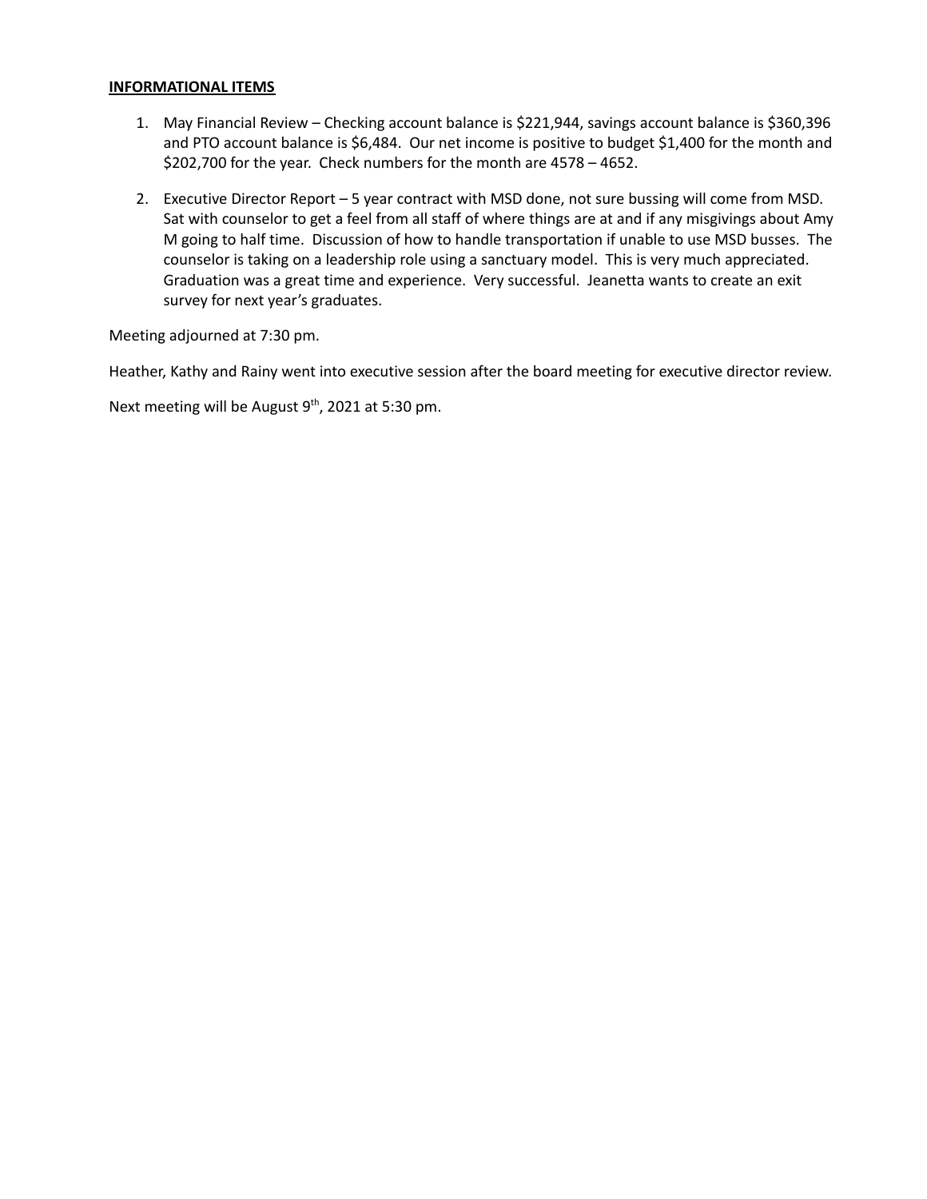**INFORMATIONAL ITEMS**

1. May Financial Review – Checking account balance is $221,944, savings account balance is $360,396 and PTO account balance is $6,484. Our net income is positive to budget $1,400 for the month and $202,700 for the year. Check numbers for the month are 4578 – 4652.
2. Executive Director Report – 5 year contract with MSD done, not sure bussing will come from MSD. Sat with counselor to get a feel from all staff of where things are at and if any misgivings about Amy M going to half time. Discussion of how to handle transportation if unable to use MSD busses. The counselor is taking on a leadership role using a sanctuary model. This is very much appreciated. Graduation was a great time and experience. Very successful. Jeanetta wants to create an exit survey for next year's graduates.

Meeting adjourned at 7:30 pm.

Heather, Kathy and Rainy went into executive session after the board meeting for executive director review.

Next meeting will be August 9th, 2021 at 5:30 pm.